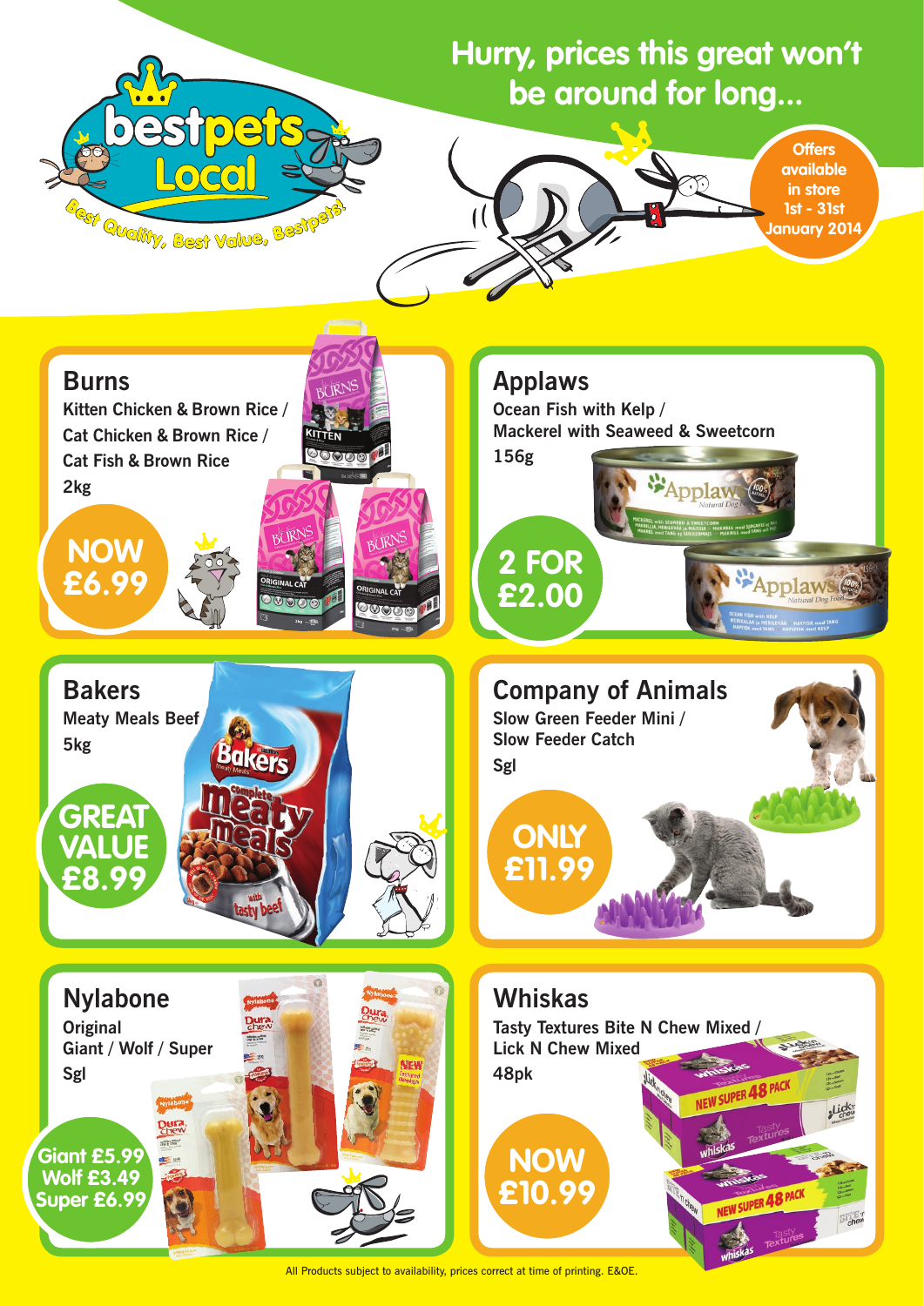bestpets Local

Best Quality, Best Value, Bestpets!

# Hurry, prices this great won't be around for long...

Offers available in store 1st - 31st January 2014

## Burns

Kitten Chicken & Brown Rice / Cat Chicken & Brown Rice / Cat Fish & Brown Rice

2kg

**NOW £6.99**

## Applaws

Ocean Fish with Kelp / Mackerel with Seaweed & Sweetcorn

156g

**2 FOR £2.00**

## Bakers

Meaty Meals Beef

5kg

**GREAT VALUE £8.99**

## Company of Animals

Slow Green Feeder Mini / Slow Feeder Catch

Sgl

**ONLY £11.99**

## Nylabone

Original

Giant / Wolf / Super

Sgl

**Giant £5.99**
**Wolf £3.49**
**Super £6.99**

## Whiskas

Tasty Textures Bite N Chew Mixed / Lick N Chew Mixed

48pk

**NOW £10.99**

All Products subject to availability, prices correct at time of printing. E&OE.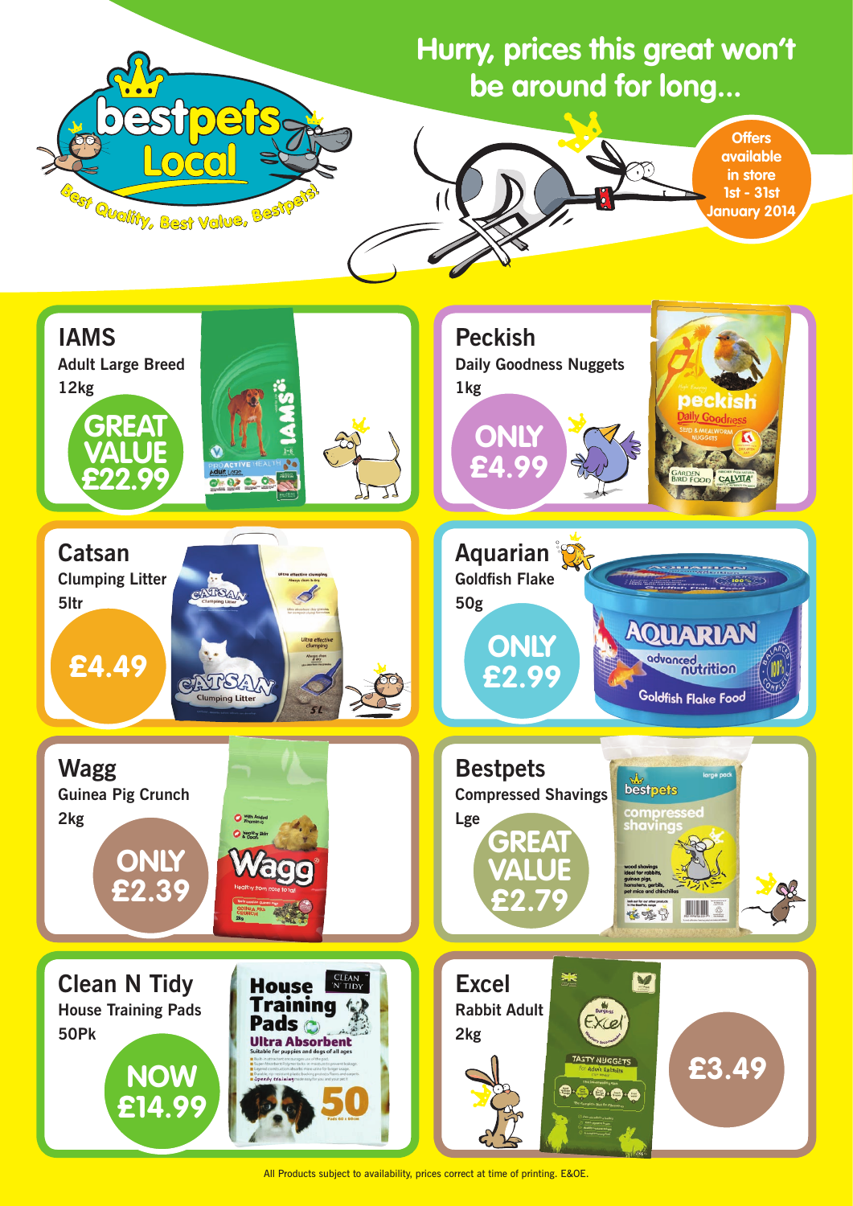# bestpets Local

Best Quality, Best Value, Bestpets!

## Hurry, prices this great won't be around for long...

Offers available in store 1st - 31st January 2014

### IAMS
Adult Large Breed
12kg

**GREAT VALUE £22.99**

### Peckish
Daily Goodness Nuggets
1kg

**ONLY £4.99**

### Catsan
Clumping Litter
5ltr

**£4.49**

### Aquarian
Goldfish Flake
50g

**ONLY £2.99**

### Wagg
Guinea Pig Crunch
2kg

**ONLY £2.39**

### Bestpets
Compressed Shavings
Lge

**GREAT VALUE £2.79**

### Clean N Tidy
House Training Pads
50Pk

**NOW £14.99**

### Excel
Rabbit Adult
2kg

**£3.49**

All Products subject to availability, prices correct at time of printing. E&OE.